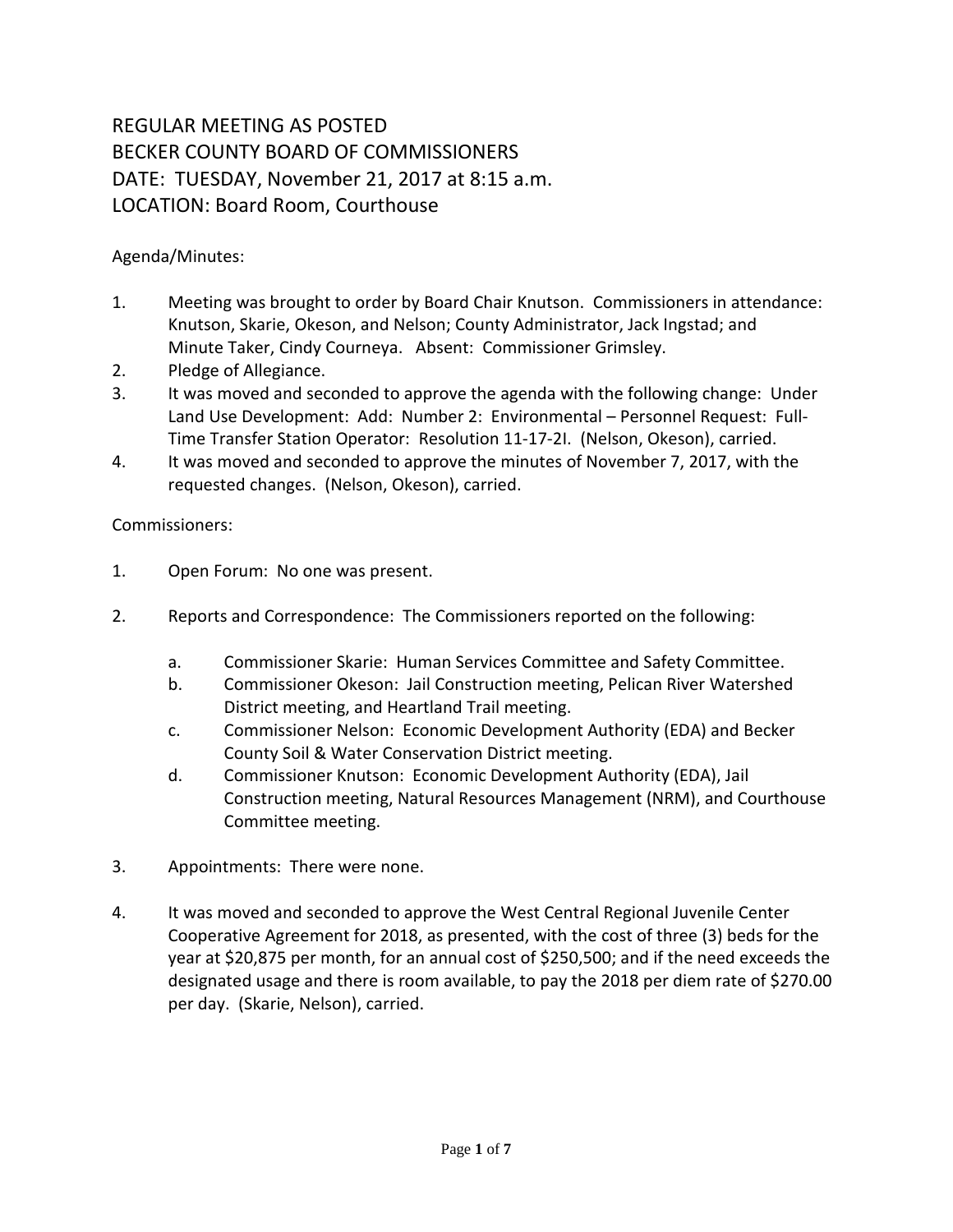REGULAR MEETING AS POSTED
BECKER COUNTY BOARD OF COMMISSIONERS
DATE: TUESDAY, November 21, 2017 at 8:15 a.m.
LOCATION: Board Room, Courthouse

Agenda/Minutes:

1. Meeting was brought to order by Board Chair Knutson. Commissioners in attendance: Knutson, Skarie, Okeson, and Nelson; County Administrator, Jack Ingstad; and Minute Taker, Cindy Courneya. Absent: Commissioner Grimsley.
2. Pledge of Allegiance.
3. It was moved and seconded to approve the agenda with the following change: Under Land Use Development: Add: Number 2: Environmental – Personnel Request: Full-Time Transfer Station Operator: Resolution 11-17-2I. (Nelson, Okeson), carried.
4. It was moved and seconded to approve the minutes of November 7, 2017, with the requested changes. (Nelson, Okeson), carried.

Commissioners:

1. Open Forum: No one was present.

2. Reports and Correspondence: The Commissioners reported on the following:

   a. Commissioner Skarie: Human Services Committee and Safety Committee.
   b. Commissioner Okeson: Jail Construction meeting, Pelican River Watershed District meeting, and Heartland Trail meeting.
   c. Commissioner Nelson: Economic Development Authority (EDA) and Becker County Soil & Water Conservation District meeting.
   d. Commissioner Knutson: Economic Development Authority (EDA), Jail Construction meeting, Natural Resources Management (NRM), and Courthouse Committee meeting.

3. Appointments: There were none.

4. It was moved and seconded to approve the West Central Regional Juvenile Center Cooperative Agreement for 2018, as presented, with the cost of three (3) beds for the year at $20,875 per month, for an annual cost of $250,500; and if the need exceeds the designated usage and there is room available, to pay the 2018 per diem rate of $270.00 per day. (Skarie, Nelson), carried.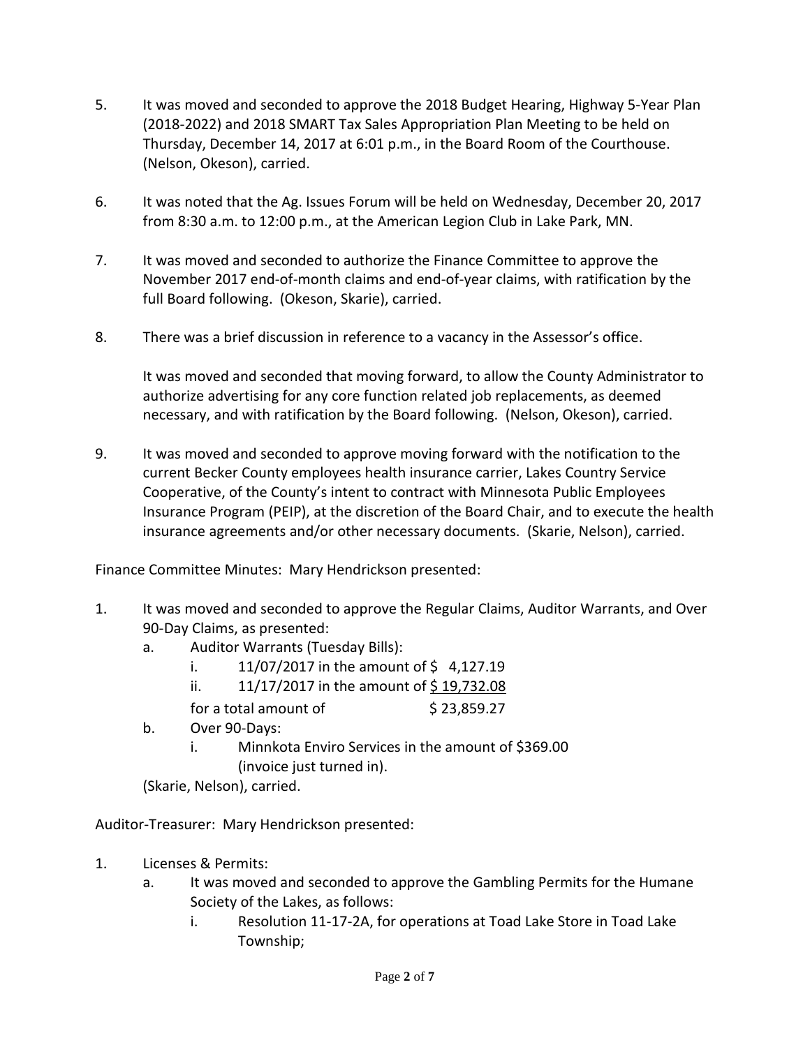5. It was moved and seconded to approve the 2018 Budget Hearing, Highway 5-Year Plan (2018-2022) and 2018 SMART Tax Sales Appropriation Plan Meeting to be held on Thursday, December 14, 2017 at 6:01 p.m., in the Board Room of the Courthouse. (Nelson, Okeson), carried.

6. It was noted that the Ag. Issues Forum will be held on Wednesday, December 20, 2017 from 8:30 a.m. to 12:00 p.m., at the American Legion Club in Lake Park, MN.

7. It was moved and seconded to authorize the Finance Committee to approve the November 2017 end-of-month claims and end-of-year claims, with ratification by the full Board following. (Okeson, Skarie), carried.

8. There was a brief discussion in reference to a vacancy in the Assessor's office.

   It was moved and seconded that moving forward, to allow the County Administrator to authorize advertising for any core function related job replacements, as deemed necessary, and with ratification by the Board following. (Nelson, Okeson), carried.

9. It was moved and seconded to approve moving forward with the notification to the current Becker County employees health insurance carrier, Lakes Country Service Cooperative, of the County's intent to contract with Minnesota Public Employees Insurance Program (PEIP), at the discretion of the Board Chair, and to execute the health insurance agreements and/or other necessary documents. (Skarie, Nelson), carried.

Finance Committee Minutes: Mary Hendrickson presented:

1. It was moved and seconded to approve the Regular Claims, Auditor Warrants, and Over 90-Day Claims, as presented:
   a. Auditor Warrants (Tuesday Bills):
      i. 11/07/2017 in the amount of $ 4,127.19
      ii. 11/17/2017 in the amount of $ 19,732.08
      
      for a total amount of $ 23,859.27
   b. Over 90-Days:
      i. Minnkota Enviro Services in the amount of $369.00 (invoice just turned in).

   (Skarie, Nelson), carried.

Auditor-Treasurer: Mary Hendrickson presented:

1. Licenses & Permits:
   a. It was moved and seconded to approve the Gambling Permits for the Humane Society of the Lakes, as follows:
      i. Resolution 11-17-2A, for operations at Toad Lake Store in Toad Lake Township;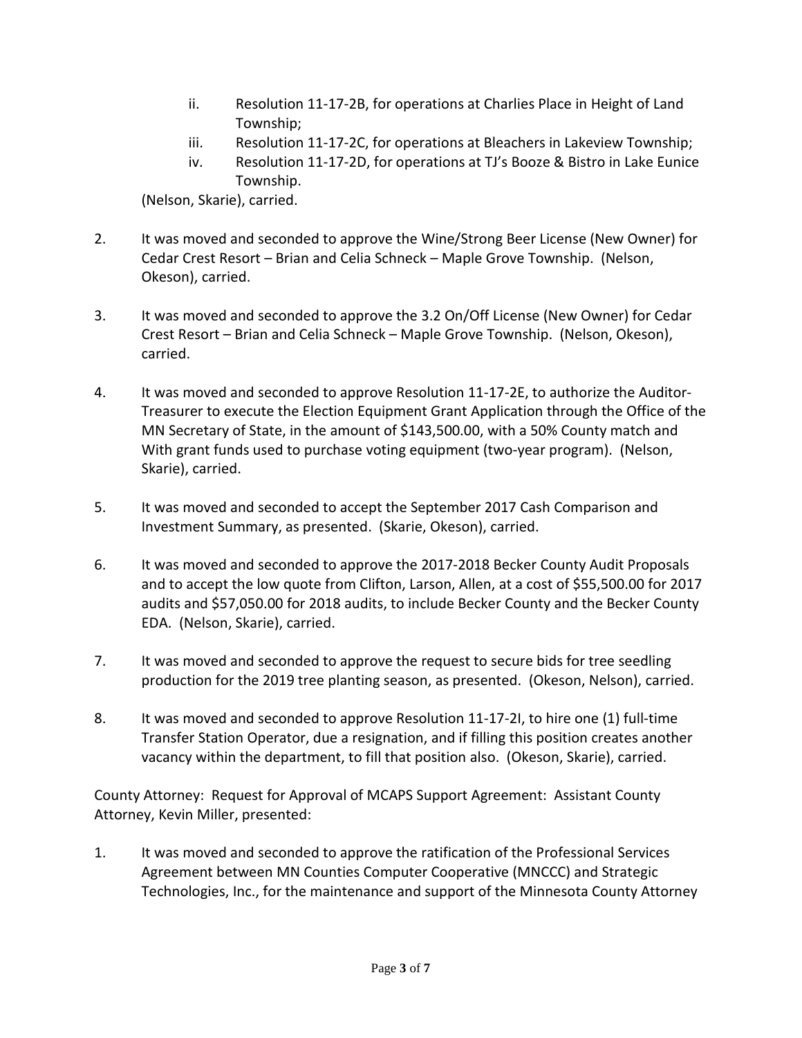ii. Resolution 11-17-2B, for operations at Charlies Place in Height of Land Township;
    iii. Resolution 11-17-2C, for operations at Bleachers in Lakeview Township;
    iv. Resolution 11-17-2D, for operations at TJ's Booze & Bistro in Lake Eunice Township.

(Nelson, Skarie), carried.

2. It was moved and seconded to approve the Wine/Strong Beer License (New Owner) for Cedar Crest Resort – Brian and Celia Schneck – Maple Grove Township. (Nelson, Okeson), carried.

3. It was moved and seconded to approve the 3.2 On/Off License (New Owner) for Cedar Crest Resort – Brian and Celia Schneck – Maple Grove Township. (Nelson, Okeson), carried.

4. It was moved and seconded to approve Resolution 11-17-2E, to authorize the Auditor-Treasurer to execute the Election Equipment Grant Application through the Office of the MN Secretary of State, in the amount of $143,500.00, with a 50% County match and With grant funds used to purchase voting equipment (two-year program). (Nelson, Skarie), carried.

5. It was moved and seconded to accept the September 2017 Cash Comparison and Investment Summary, as presented. (Skarie, Okeson), carried.

6. It was moved and seconded to approve the 2017-2018 Becker County Audit Proposals and to accept the low quote from Clifton, Larson, Allen, at a cost of $55,500.00 for 2017 audits and $57,050.00 for 2018 audits, to include Becker County and the Becker County EDA. (Nelson, Skarie), carried.

7. It was moved and seconded to approve the request to secure bids for tree seedling production for the 2019 tree planting season, as presented. (Okeson, Nelson), carried.

8. It was moved and seconded to approve Resolution 11-17-2I, to hire one (1) full-time Transfer Station Operator, due a resignation, and if filling this position creates another vacancy within the department, to fill that position also. (Okeson, Skarie), carried.

County Attorney: Request for Approval of MCAPS Support Agreement: Assistant County Attorney, Kevin Miller, presented:

1. It was moved and seconded to approve the ratification of the Professional Services Agreement between MN Counties Computer Cooperative (MNCCC) and Strategic Technologies, Inc., for the maintenance and support of the Minnesota County Attorney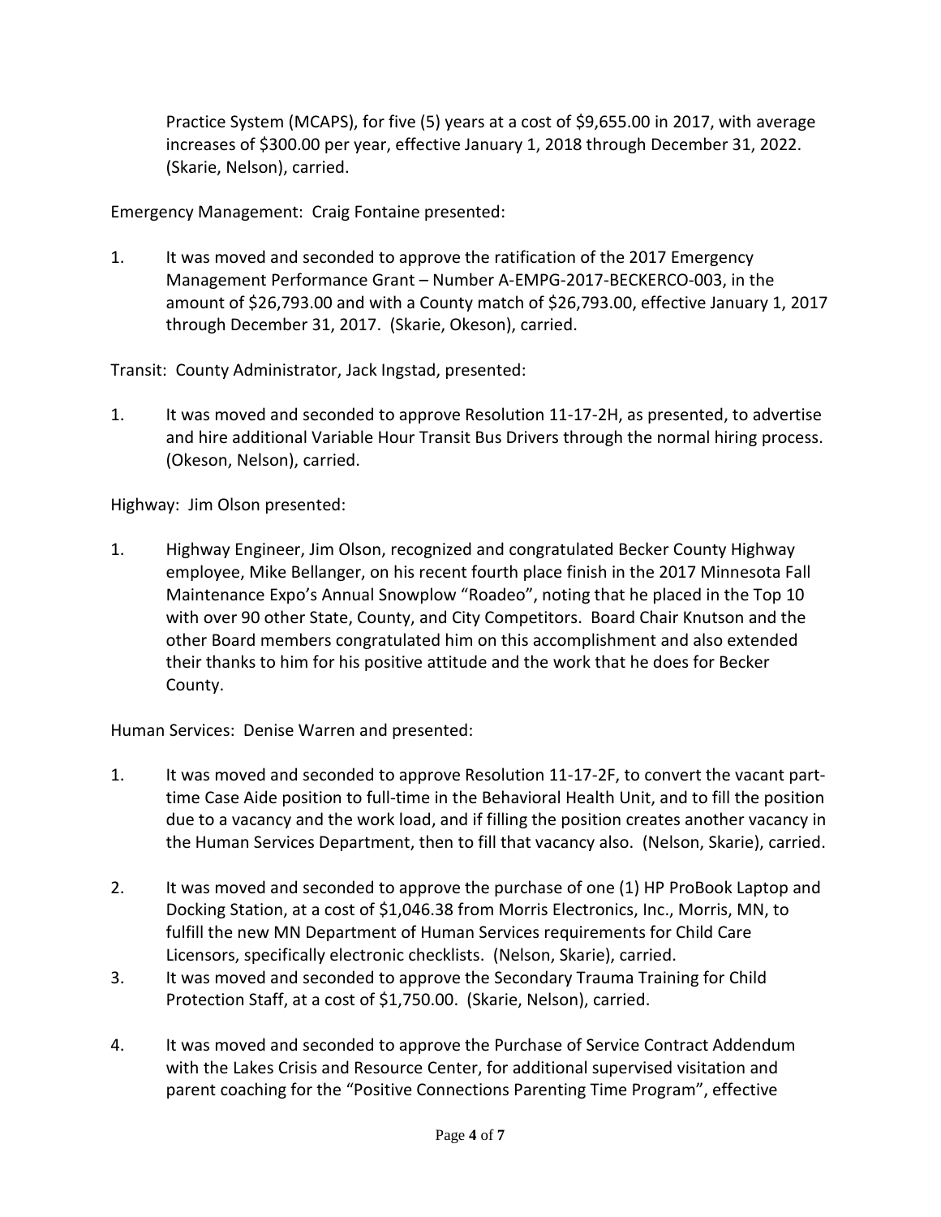Practice System (MCAPS), for five (5) years at a cost of $9,655.00 in 2017, with average increases of $300.00 per year, effective January 1, 2018 through December 31, 2022. (Skarie, Nelson), carried.

Emergency Management: Craig Fontaine presented:

1. It was moved and seconded to approve the ratification of the 2017 Emergency Management Performance Grant – Number A-EMPG-2017-BECKERCO-003, in the amount of $26,793.00 and with a County match of $26,793.00, effective January 1, 2017 through December 31, 2017. (Skarie, Okeson), carried.

Transit: County Administrator, Jack Ingstad, presented:

1. It was moved and seconded to approve Resolution 11-17-2H, as presented, to advertise and hire additional Variable Hour Transit Bus Drivers through the normal hiring process. (Okeson, Nelson), carried.

Highway: Jim Olson presented:

1. Highway Engineer, Jim Olson, recognized and congratulated Becker County Highway employee, Mike Bellanger, on his recent fourth place finish in the 2017 Minnesota Fall Maintenance Expo's Annual Snowplow "Roadeo", noting that he placed in the Top 10 with over 90 other State, County, and City Competitors. Board Chair Knutson and the other Board members congratulated him on this accomplishment and also extended their thanks to him for his positive attitude and the work that he does for Becker County.

Human Services: Denise Warren and presented:

1. It was moved and seconded to approve Resolution 11-17-2F, to convert the vacant part-time Case Aide position to full-time in the Behavioral Health Unit, and to fill the position due to a vacancy and the work load, and if filling the position creates another vacancy in the Human Services Department, then to fill that vacancy also. (Nelson, Skarie), carried.

2. It was moved and seconded to approve the purchase of one (1) HP ProBook Laptop and Docking Station, at a cost of $1,046.38 from Morris Electronics, Inc., Morris, MN, to fulfill the new MN Department of Human Services requirements for Child Care Licensors, specifically electronic checklists. (Nelson, Skarie), carried.

3. It was moved and seconded to approve the Secondary Trauma Training for Child Protection Staff, at a cost of $1,750.00. (Skarie, Nelson), carried.

4. It was moved and seconded to approve the Purchase of Service Contract Addendum with the Lakes Crisis and Resource Center, for additional supervised visitation and parent coaching for the "Positive Connections Parenting Time Program", effective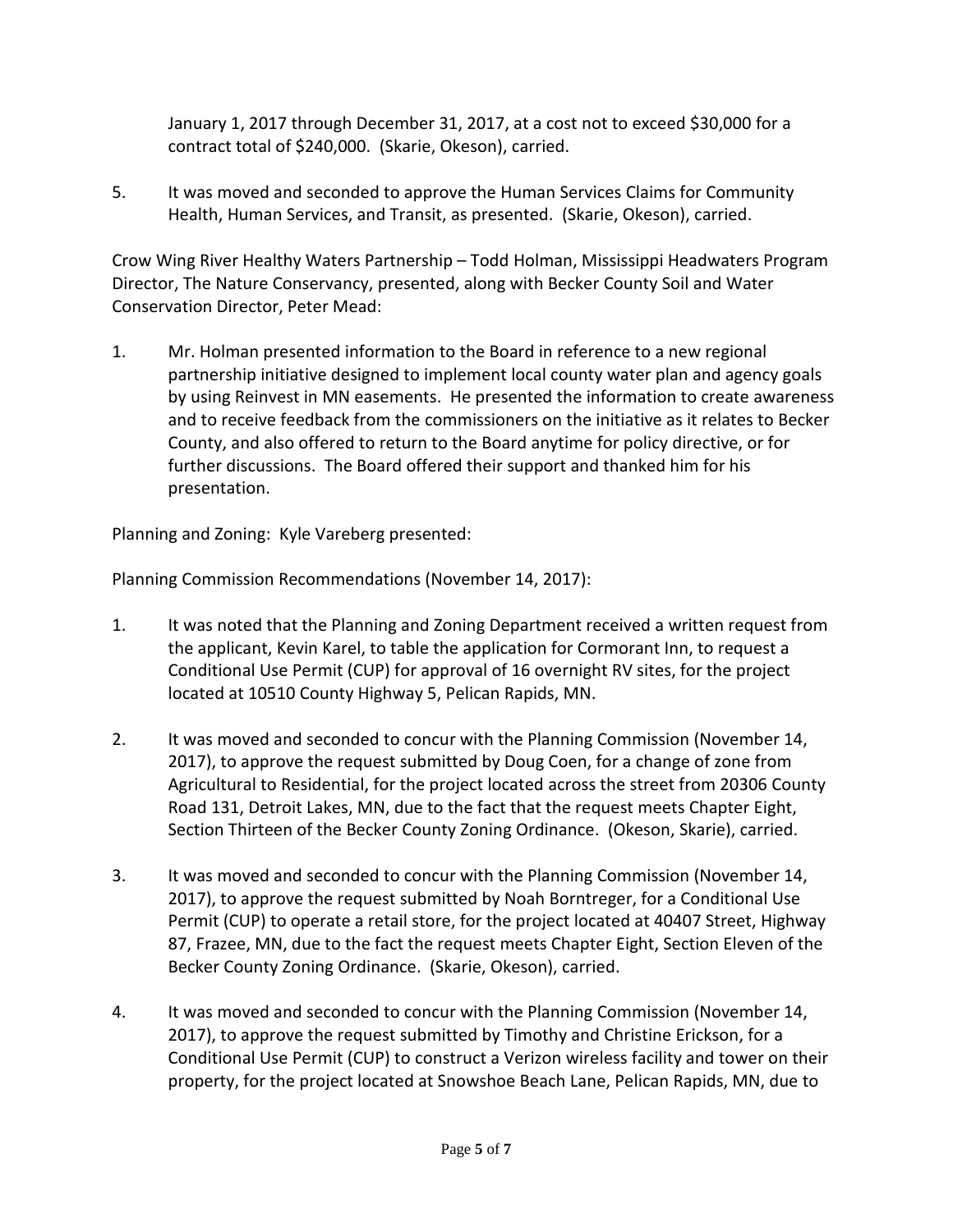January 1, 2017 through December 31, 2017, at a cost not to exceed $30,000 for a contract total of $240,000. (Skarie, Okeson), carried.

5. It was moved and seconded to approve the Human Services Claims for Community Health, Human Services, and Transit, as presented. (Skarie, Okeson), carried.

Crow Wing River Healthy Waters Partnership – Todd Holman, Mississippi Headwaters Program Director, The Nature Conservancy, presented, along with Becker County Soil and Water Conservation Director, Peter Mead:

1. Mr. Holman presented information to the Board in reference to a new regional partnership initiative designed to implement local county water plan and agency goals by using Reinvest in MN easements. He presented the information to create awareness and to receive feedback from the commissioners on the initiative as it relates to Becker County, and also offered to return to the Board anytime for policy directive, or for further discussions. The Board offered their support and thanked him for his presentation.

Planning and Zoning: Kyle Vareberg presented:

Planning Commission Recommendations (November 14, 2017):

1. It was noted that the Planning and Zoning Department received a written request from the applicant, Kevin Karel, to table the application for Cormorant Inn, to request a Conditional Use Permit (CUP) for approval of 16 overnight RV sites, for the project located at 10510 County Highway 5, Pelican Rapids, MN.

2. It was moved and seconded to concur with the Planning Commission (November 14, 2017), to approve the request submitted by Doug Coen, for a change of zone from Agricultural to Residential, for the project located across the street from 20306 County Road 131, Detroit Lakes, MN, due to the fact that the request meets Chapter Eight, Section Thirteen of the Becker County Zoning Ordinance. (Okeson, Skarie), carried.

3. It was moved and seconded to concur with the Planning Commission (November 14, 2017), to approve the request submitted by Noah Borntreger, for a Conditional Use Permit (CUP) to operate a retail store, for the project located at 40407 Street, Highway 87, Frazee, MN, due to the fact the request meets Chapter Eight, Section Eleven of the Becker County Zoning Ordinance. (Skarie, Okeson), carried.

4. It was moved and seconded to concur with the Planning Commission (November 14, 2017), to approve the request submitted by Timothy and Christine Erickson, for a Conditional Use Permit (CUP) to construct a Verizon wireless facility and tower on their property, for the project located at Snowshoe Beach Lane, Pelican Rapids, MN, due to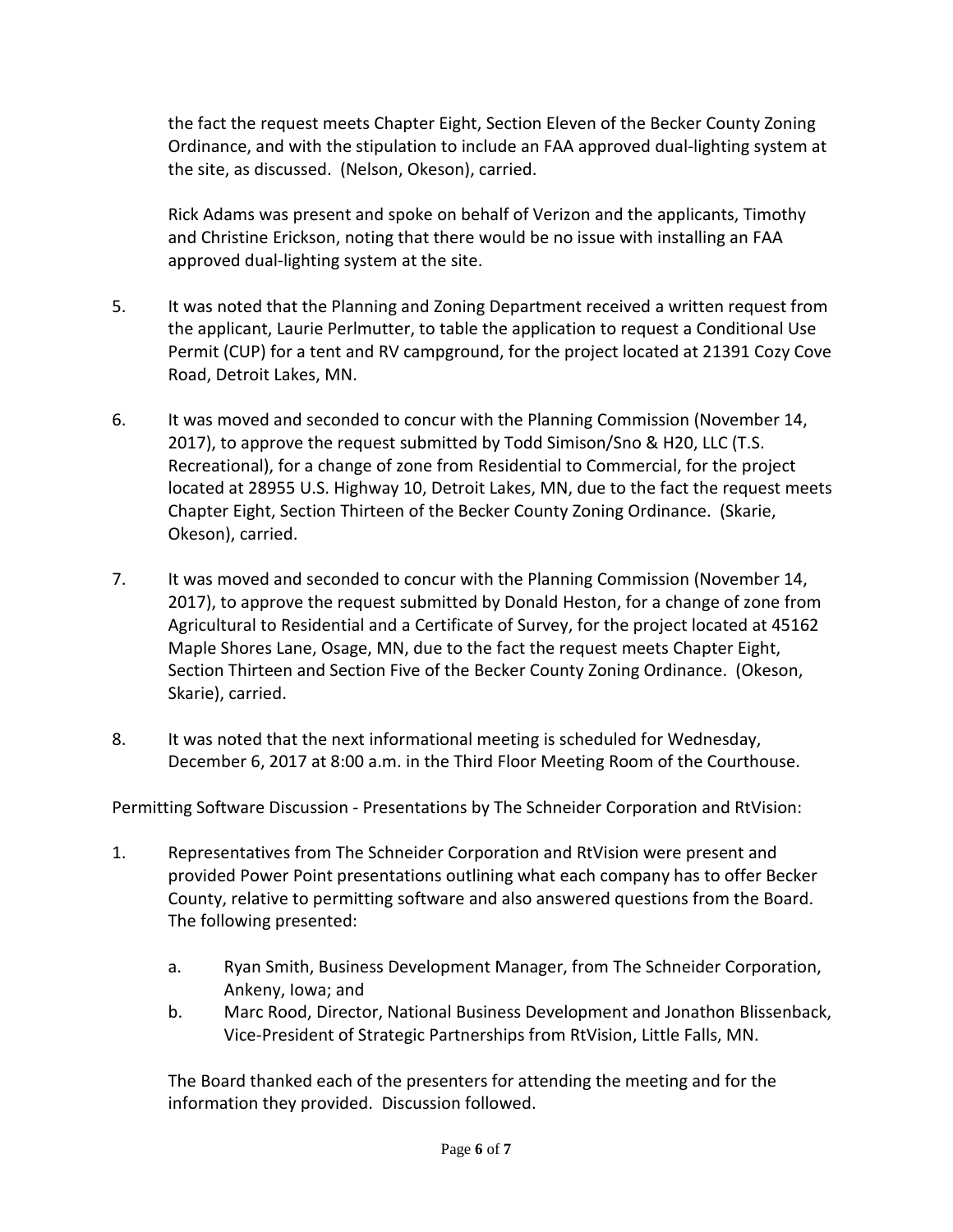the fact the request meets Chapter Eight, Section Eleven of the Becker County Zoning Ordinance, and with the stipulation to include an FAA approved dual-lighting system at the site, as discussed. (Nelson, Okeson), carried.

Rick Adams was present and spoke on behalf of Verizon and the applicants, Timothy and Christine Erickson, noting that there would be no issue with installing an FAA approved dual-lighting system at the site.

5. It was noted that the Planning and Zoning Department received a written request from the applicant, Laurie Perlmutter, to table the application to request a Conditional Use Permit (CUP) for a tent and RV campground, for the project located at 21391 Cozy Cove Road, Detroit Lakes, MN.

6. It was moved and seconded to concur with the Planning Commission (November 14, 2017), to approve the request submitted by Todd Simison/Sno & H20, LLC (T.S. Recreational), for a change of zone from Residential to Commercial, for the project located at 28955 U.S. Highway 10, Detroit Lakes, MN, due to the fact the request meets Chapter Eight, Section Thirteen of the Becker County Zoning Ordinance. (Skarie, Okeson), carried.

7. It was moved and seconded to concur with the Planning Commission (November 14, 2017), to approve the request submitted by Donald Heston, for a change of zone from Agricultural to Residential and a Certificate of Survey, for the project located at 45162 Maple Shores Lane, Osage, MN, due to the fact the request meets Chapter Eight, Section Thirteen and Section Five of the Becker County Zoning Ordinance. (Okeson, Skarie), carried.

8. It was noted that the next informational meeting is scheduled for Wednesday, December 6, 2017 at 8:00 a.m. in the Third Floor Meeting Room of the Courthouse.

Permitting Software Discussion - Presentations by The Schneider Corporation and RtVision:

1. Representatives from The Schneider Corporation and RtVision were present and provided Power Point presentations outlining what each company has to offer Becker County, relative to permitting software and also answered questions from the Board. The following presented:

   a. Ryan Smith, Business Development Manager, from The Schneider Corporation, Ankeny, Iowa; and
   b. Marc Rood, Director, National Business Development and Jonathon Blissenback, Vice-President of Strategic Partnerships from RtVision, Little Falls, MN.

   The Board thanked each of the presenters for attending the meeting and for the information they provided. Discussion followed.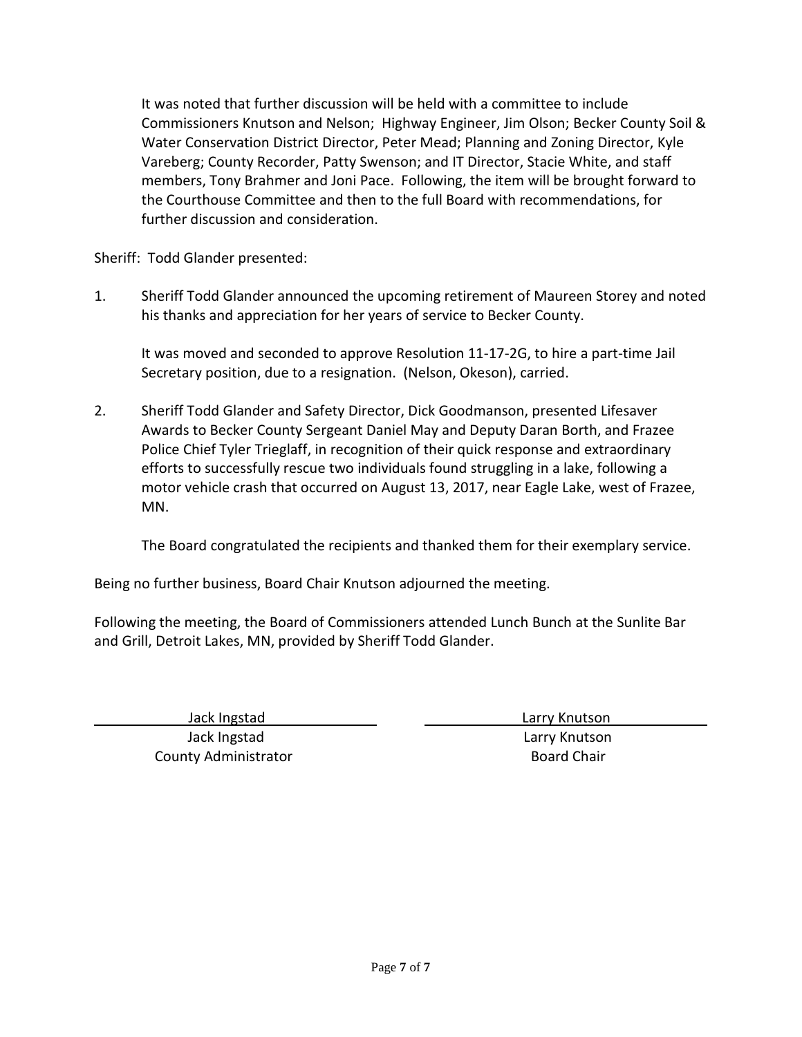It was noted that further discussion will be held with a committee to include Commissioners Knutson and Nelson; Highway Engineer, Jim Olson; Becker County Soil & Water Conservation District Director, Peter Mead; Planning and Zoning Director, Kyle Vareberg; County Recorder, Patty Swenson; and IT Director, Stacie White, and staff members, Tony Brahmer and Joni Pace. Following, the item will be brought forward to the Courthouse Committee and then to the full Board with recommendations, for further discussion and consideration.

Sheriff: Todd Glander presented:

1. Sheriff Todd Glander announced the upcoming retirement of Maureen Storey and noted his thanks and appreciation for her years of service to Becker County.

   It was moved and seconded to approve Resolution 11-17-2G, to hire a part-time Jail Secretary position, due to a resignation. (Nelson, Okeson), carried.

2. Sheriff Todd Glander and Safety Director, Dick Goodmanson, presented Lifesaver Awards to Becker County Sergeant Daniel May and Deputy Daran Borth, and Frazee Police Chief Tyler Trieglaff, in recognition of their quick response and extraordinary efforts to successfully rescue two individuals found struggling in a lake, following a motor vehicle crash that occurred on August 13, 2017, near Eagle Lake, west of Frazee, MN.

   The Board congratulated the recipients and thanked them for their exemplary service.

Being no further business, Board Chair Knutson adjourned the meeting.

Following the meeting, the Board of Commissioners attended Lunch Bunch at the Sunlite Bar and Grill, Detroit Lakes, MN, provided by Sheriff Todd Glander.

| | |
|---|---|
| Jack Ingstad | Larry Knutson |
| Jack Ingstad | Larry Knutson |
| County Administrator | Board Chair |